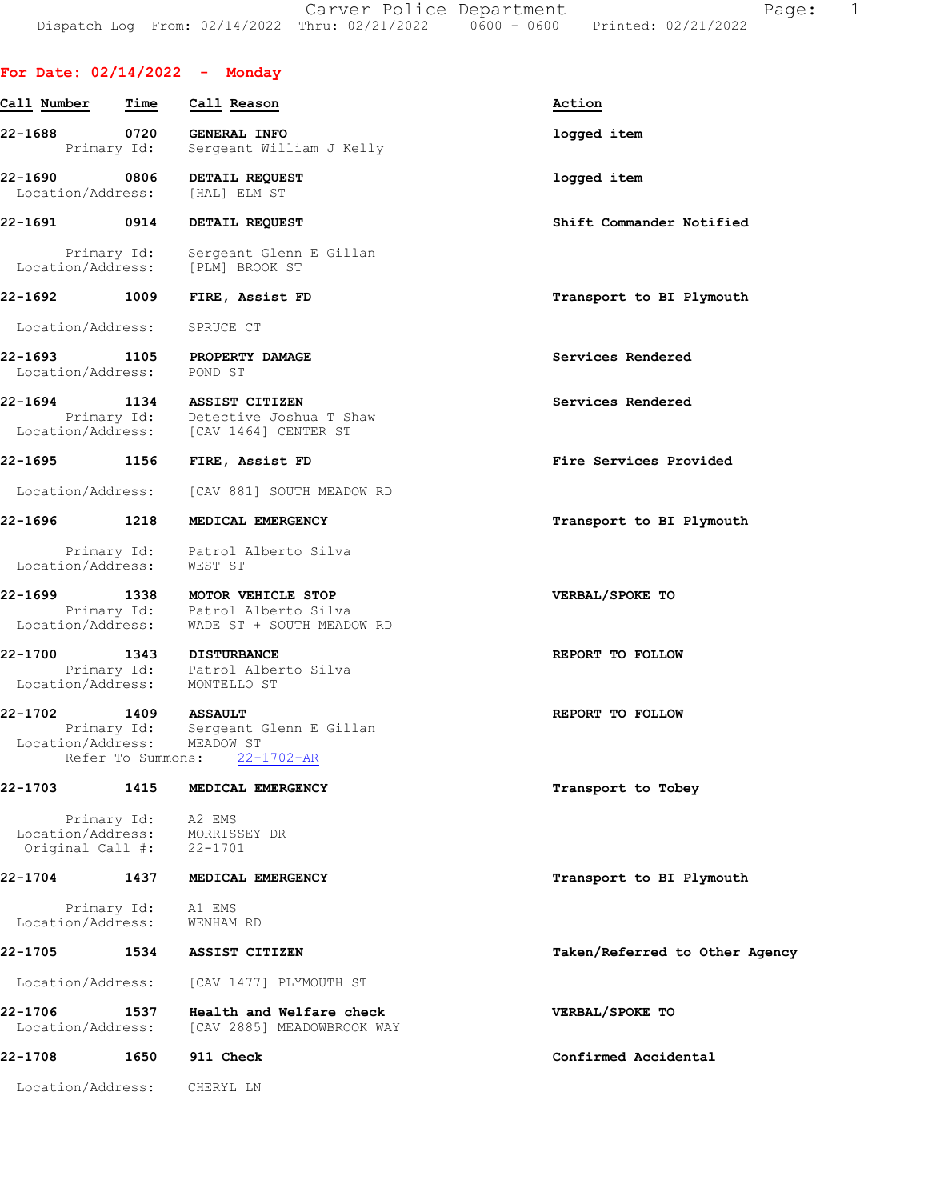## For Date: 02/14/2022 - Monday

| Call Number | Time | Call Reason | Action |
|---|---|---|---|
| 22-1688 | 0720 | GENERAL INFO | logged item |
| Primary Id: | | Sergeant William J Kelly | |
| 22-1690 | 0806 | DETAIL REQUEST | logged item |
| Location/Address: | | [HAL] ELM ST | |
| 22-1691 | 0914 | DETAIL REQUEST | Shift Commander Notified |
| Primary Id: | | Sergeant Glenn E Gillan | |
| Location/Address: | | [PLM] BROOK ST | |
| 22-1692 | 1009 | FIRE, Assist FD | Transport to BI Plymouth |
| Location/Address: | | SPRUCE CT | |
| 22-1693 | 1105 | PROPERTY DAMAGE | Services Rendered |
| Location/Address: | | POND ST | |
| 22-1694 | 1134 | ASSIST CITIZEN | Services Rendered |
| Primary Id: | | Detective Joshua T Shaw | |
| Location/Address: | | [CAV 1464] CENTER ST | |
| 22-1695 | 1156 | FIRE, Assist FD | Fire Services Provided |
| Location/Address: | | [CAV 881] SOUTH MEADOW RD | |
| 22-1696 | 1218 | MEDICAL EMERGENCY | Transport to BI Plymouth |
| Primary Id: | | Patrol Alberto Silva | |
| Location/Address: | | WEST ST | |
| 22-1699 | 1338 | MOTOR VEHICLE STOP | VERBAL/SPOKE TO |
| Primary Id: | | Patrol Alberto Silva | |
| Location/Address: | | WADE ST + SOUTH MEADOW RD | |
| 22-1700 | 1343 | DISTURBANCE | REPORT TO FOLLOW |
| Primary Id: | | Patrol Alberto Silva | |
| Location/Address: | | MONTELLO ST | |
| 22-1702 | 1409 | ASSAULT | REPORT TO FOLLOW |
| Primary Id: | | Sergeant Glenn E Gillan | |
| Location/Address: | | MEADOW ST | |
| Refer To Summons: | | 22-1702-AR | |
| 22-1703 | 1415 | MEDICAL EMERGENCY | Transport to Tobey |
| Primary Id: | | A2 EMS | |
| Location/Address: | | MORRISSEY DR | |
| Original Call #: | | 22-1701 | |
| 22-1704 | 1437 | MEDICAL EMERGENCY | Transport to BI Plymouth |
| Primary Id: | | A1 EMS | |
| Location/Address: | | WENHAM RD | |
| 22-1705 | 1534 | ASSIST CITIZEN | Taken/Referred to Other Agency |
| Location/Address: | | [CAV 1477] PLYMOUTH ST | |
| 22-1706 | 1537 | Health and Welfare check | VERBAL/SPOKE TO |
| Location/Address: | | [CAV 2885] MEADOWBROOK WAY | |
| 22-1708 | 1650 | 911 Check | Confirmed Accidental |
| Location/Address: | | CHERYL LN | |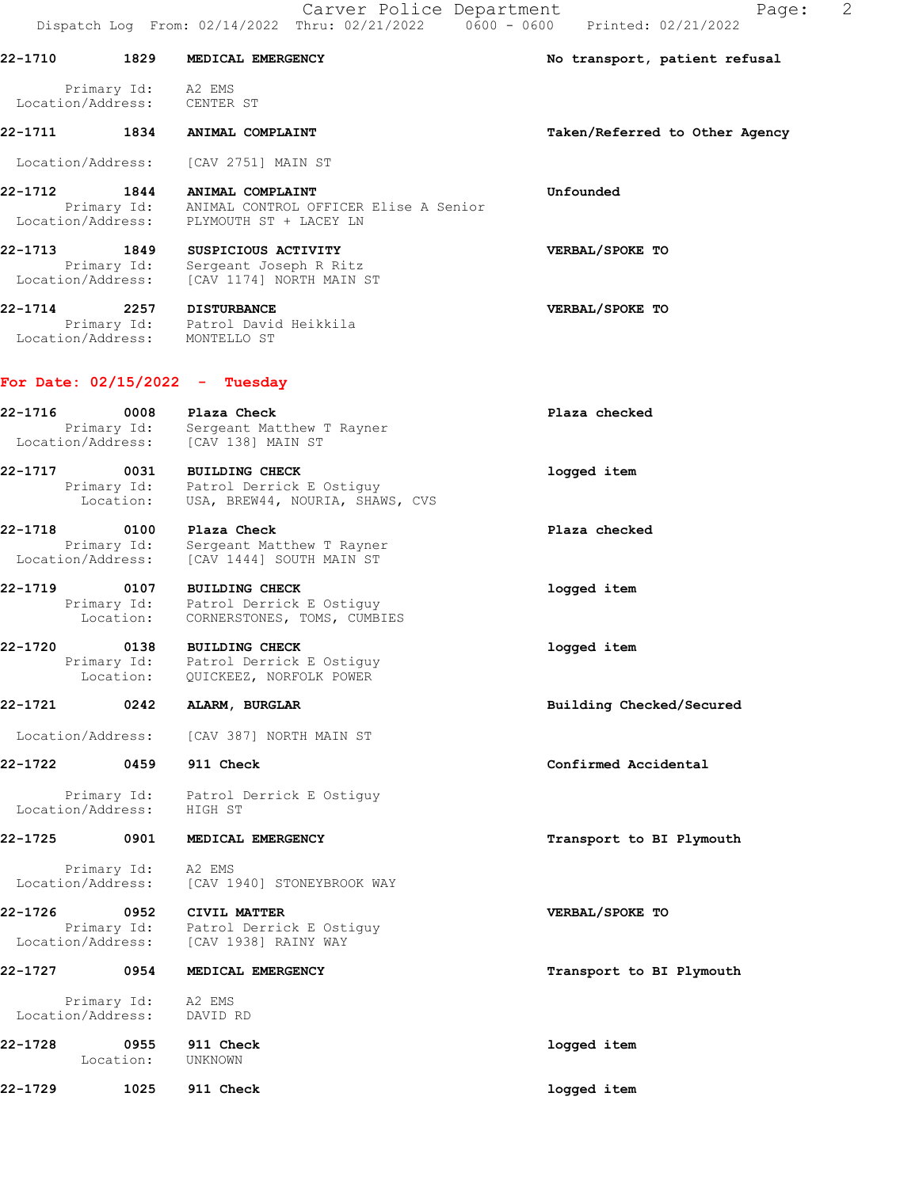**22-1710 1829 MEDICAL EMERGENCY** — No transport, patient refusal
Primary Id: A2 EMS
Location/Address: CENTER ST

**22-1711 1834 ANIMAL COMPLAINT** — Taken/Referred to Other Agency
Location/Address: [CAV 2751] MAIN ST

**22-1712 1844 ANIMAL COMPLAINT** — Unfounded
Primary Id: ANIMAL CONTROL OFFICER Elise A Senior
Location/Address: PLYMOUTH ST + LACEY LN

**22-1713 1849 SUSPICIOUS ACTIVITY** — VERBAL/SPOKE TO
Primary Id: Sergeant Joseph R Ritz
Location/Address: [CAV 1174] NORTH MAIN ST

**22-1714 2257 DISTURBANCE** — VERBAL/SPOKE TO
Primary Id: Patrol David Heikkila
Location/Address: MONTELLO ST

## For Date: 02/15/2022 - Tuesday

**22-1716 0008 Plaza Check** — Plaza checked
Primary Id: Sergeant Matthew T Rayner
Location/Address: [CAV 138] MAIN ST

**22-1717 0031 BUILDING CHECK** — logged item
Primary Id: Patrol Derrick E Ostiguy
Location: USA, BREW44, NOURIA, SHAWS, CVS

**22-1718 0100 Plaza Check** — Plaza checked
Primary Id: Sergeant Matthew T Rayner
Location/Address: [CAV 1444] SOUTH MAIN ST

**22-1719 0107 BUILDING CHECK** — logged item
Primary Id: Patrol Derrick E Ostiguy
Location: CORNERSTONES, TOMS, CUMBIES

**22-1720 0138 BUILDING CHECK** — logged item
Primary Id: Patrol Derrick E Ostiguy
Location: QUICKEEZ, NORFOLK POWER

**22-1721 0242 ALARM, BURGLAR** — Building Checked/Secured
Location/Address: [CAV 387] NORTH MAIN ST

**22-1722 0459 911 Check** — Confirmed Accidental
Primary Id: Patrol Derrick E Ostiguy
Location/Address: HIGH ST

**22-1725 0901 MEDICAL EMERGENCY** — Transport to BI Plymouth
Primary Id: A2 EMS
Location/Address: [CAV 1940] STONEYBROOK WAY

**22-1726 0952 CIVIL MATTER** — VERBAL/SPOKE TO
Primary Id: Patrol Derrick E Ostiguy
Location/Address: [CAV 1938] RAINY WAY

**22-1727 0954 MEDICAL EMERGENCY** — Transport to BI Plymouth
Primary Id: A2 EMS
Location/Address: DAVID RD

**22-1728 0955 911 Check** — logged item
Location: UNKNOWN

**22-1729 1025 911 Check** — logged item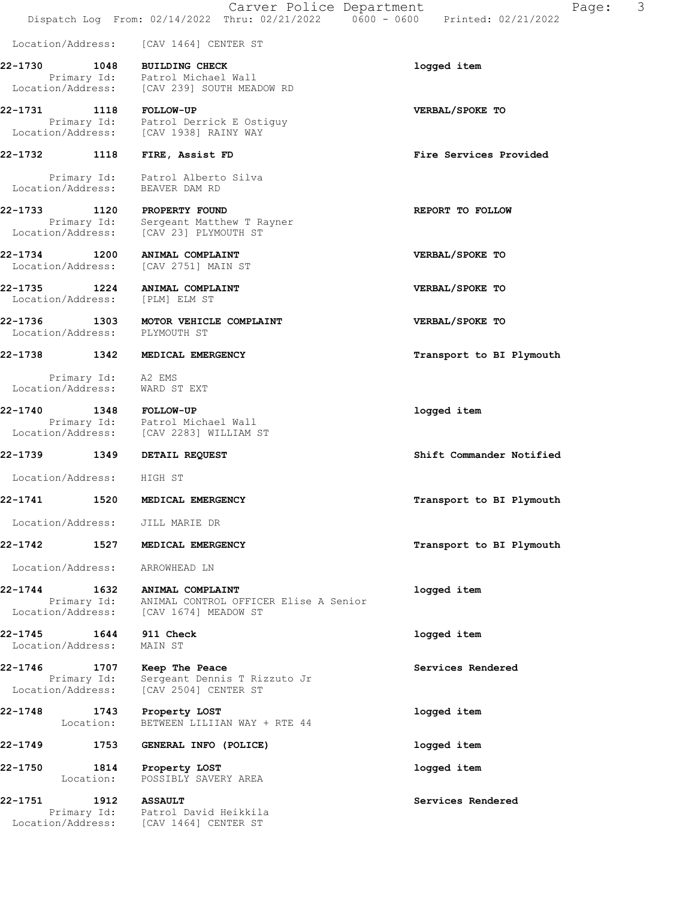Location/Address: [CAV 1464] CENTER ST

**22-1730 1048 BUILDING CHECK** — logged item
Primary Id: Patrol Michael Wall
Location/Address: [CAV 239] SOUTH MEADOW RD

**22-1731 1118 FOLLOW-UP** — VERBAL/SPOKE TO
Primary Id: Patrol Derrick E Ostiguy
Location/Address: [CAV 1938] RAINY WAY

**22-1732 1118 FIRE, Assist FD** — Fire Services Provided
Primary Id: Patrol Alberto Silva
Location/Address: BEAVER DAM RD

**22-1733 1120 PROPERTY FOUND** — REPORT TO FOLLOW
Primary Id: Sergeant Matthew T Rayner
Location/Address: [CAV 23] PLYMOUTH ST

**22-1734 1200 ANIMAL COMPLAINT** — VERBAL/SPOKE TO
Location/Address: [CAV 2751] MAIN ST

**22-1735 1224 ANIMAL COMPLAINT** — VERBAL/SPOKE TO
Location/Address: [PLM] ELM ST

**22-1736 1303 MOTOR VEHICLE COMPLAINT** — VERBAL/SPOKE TO
Location/Address: PLYMOUTH ST

**22-1738 1342 MEDICAL EMERGENCY** — Transport to BI Plymouth
Primary Id: A2 EMS
Location/Address: WARD ST EXT

**22-1740 1348 FOLLOW-UP** — logged item
Primary Id: Patrol Michael Wall
Location/Address: [CAV 2283] WILLIAM ST

**22-1739 1349 DETAIL REQUEST** — Shift Commander Notified
Location/Address: HIGH ST

**22-1741 1520 MEDICAL EMERGENCY** — Transport to BI Plymouth
Location/Address: JILL MARIE DR

**22-1742 1527 MEDICAL EMERGENCY** — Transport to BI Plymouth
Location/Address: ARROWHEAD LN

**22-1744 1632 ANIMAL COMPLAINT** — logged item
Primary Id: ANIMAL CONTROL OFFICER Elise A Senior
Location/Address: [CAV 1674] MEADOW ST

**22-1745 1644 911 Check** — logged item
Location/Address: MAIN ST

**22-1746 1707 Keep The Peace** — Services Rendered
Primary Id: Sergeant Dennis T Rizzuto Jr
Location/Address: [CAV 2504] CENTER ST

**22-1748 1743 Property LOST** — logged item
Location: BETWEEN LILIIAN WAY + RTE 44

**22-1749 1753 GENERAL INFO (POLICE)** — logged item

**22-1750 1814 Property LOST** — logged item
Location: POSSIBLY SAVERY AREA

**22-1751 1912 ASSAULT** — Services Rendered
Primary Id: Patrol David Heikkila
Location/Address: [CAV 1464] CENTER ST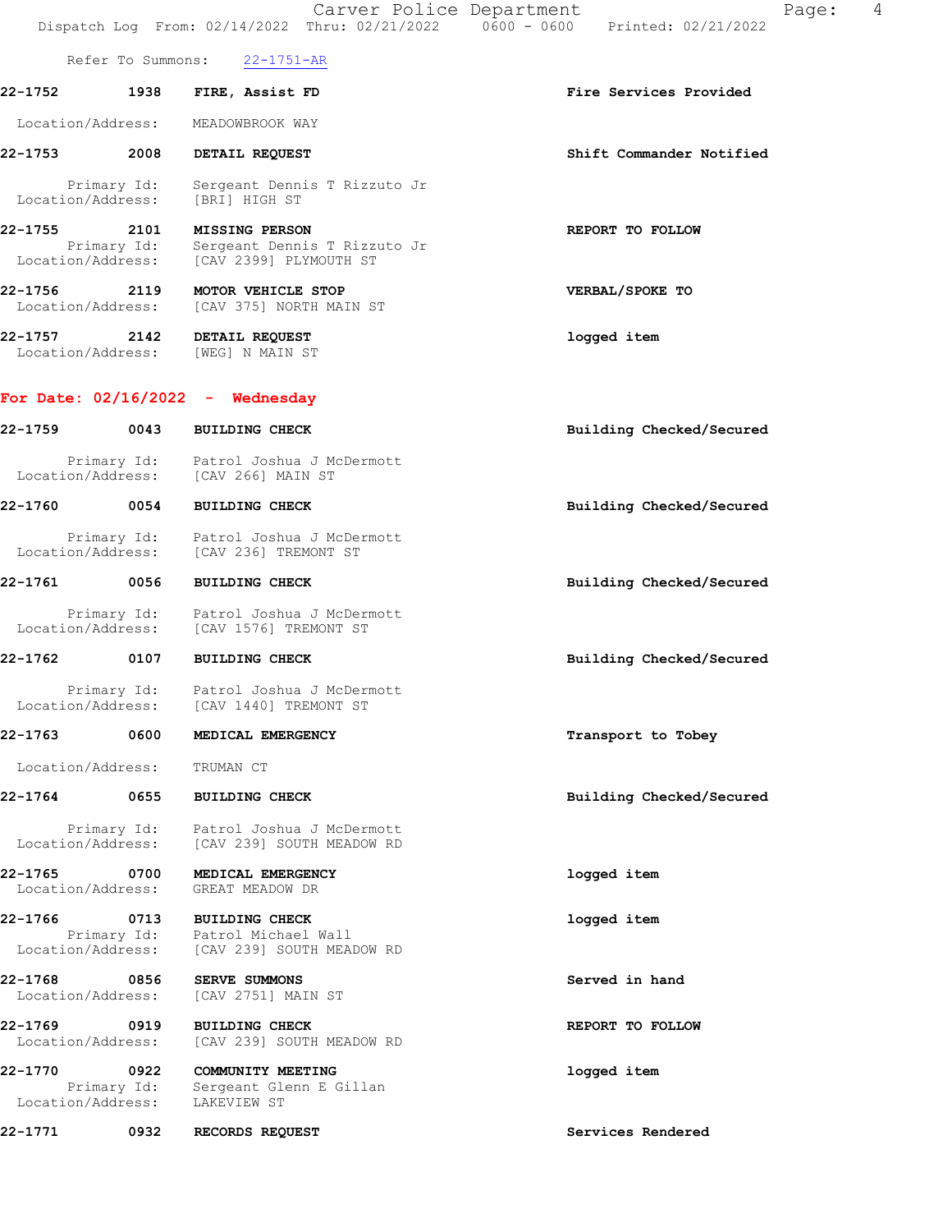Refer To Summons: 22-1751-AR

**22-1752 1938 FIRE, Assist FD** — **Fire Services Provided**

Location/Address: MEADOWBROOK WAY

**22-1753 2008 DETAIL REQUEST** — **Shift Commander Notified**

Primary Id: Sergeant Dennis T Rizzuto Jr
Location/Address: [BRI] HIGH ST

**22-1755 2101 MISSING PERSON** — **REPORT TO FOLLOW**

Primary Id: Sergeant Dennis T Rizzuto Jr
Location/Address: [CAV 2399] PLYMOUTH ST

**22-1756 2119 MOTOR VEHICLE STOP** — **VERBAL/SPOKE TO**

Location/Address: [CAV 375] NORTH MAIN ST

**22-1757 2142 DETAIL REQUEST** — **logged item**

Location/Address: [WEG] N MAIN ST

## For Date: 02/16/2022 - Wednesday

**22-1759 0043 BUILDING CHECK** — **Building Checked/Secured**

Primary Id: Patrol Joshua J McDermott
Location/Address: [CAV 266] MAIN ST

**22-1760 0054 BUILDING CHECK** — **Building Checked/Secured**

Primary Id: Patrol Joshua J McDermott
Location/Address: [CAV 236] TREMONT ST

**22-1761 0056 BUILDING CHECK** — **Building Checked/Secured**

Primary Id: Patrol Joshua J McDermott
Location/Address: [CAV 1576] TREMONT ST

**22-1762 0107 BUILDING CHECK** — **Building Checked/Secured**

Primary Id: Patrol Joshua J McDermott
Location/Address: [CAV 1440] TREMONT ST

**22-1763 0600 MEDICAL EMERGENCY** — **Transport to Tobey**

Location/Address: TRUMAN CT

**22-1764 0655 BUILDING CHECK** — **Building Checked/Secured**

Primary Id: Patrol Joshua J McDermott
Location/Address: [CAV 239] SOUTH MEADOW RD

**22-1765 0700 MEDICAL EMERGENCY** — **logged item**

Location/Address: GREAT MEADOW DR

**22-1766 0713 BUILDING CHECK** — **logged item**

Primary Id: Patrol Michael Wall
Location/Address: [CAV 239] SOUTH MEADOW RD

**22-1768 0856 SERVE SUMMONS** — **Served in hand**

Location/Address: [CAV 2751] MAIN ST

**22-1769 0919 BUILDING CHECK** — **REPORT TO FOLLOW**

Location/Address: [CAV 239] SOUTH MEADOW RD

**22-1770 0922 COMMUNITY MEETING** — **logged item**

Primary Id: Sergeant Glenn E Gillan
Location/Address: LAKEVIEW ST

**22-1771 0932 RECORDS REQUEST** — **Services Rendered**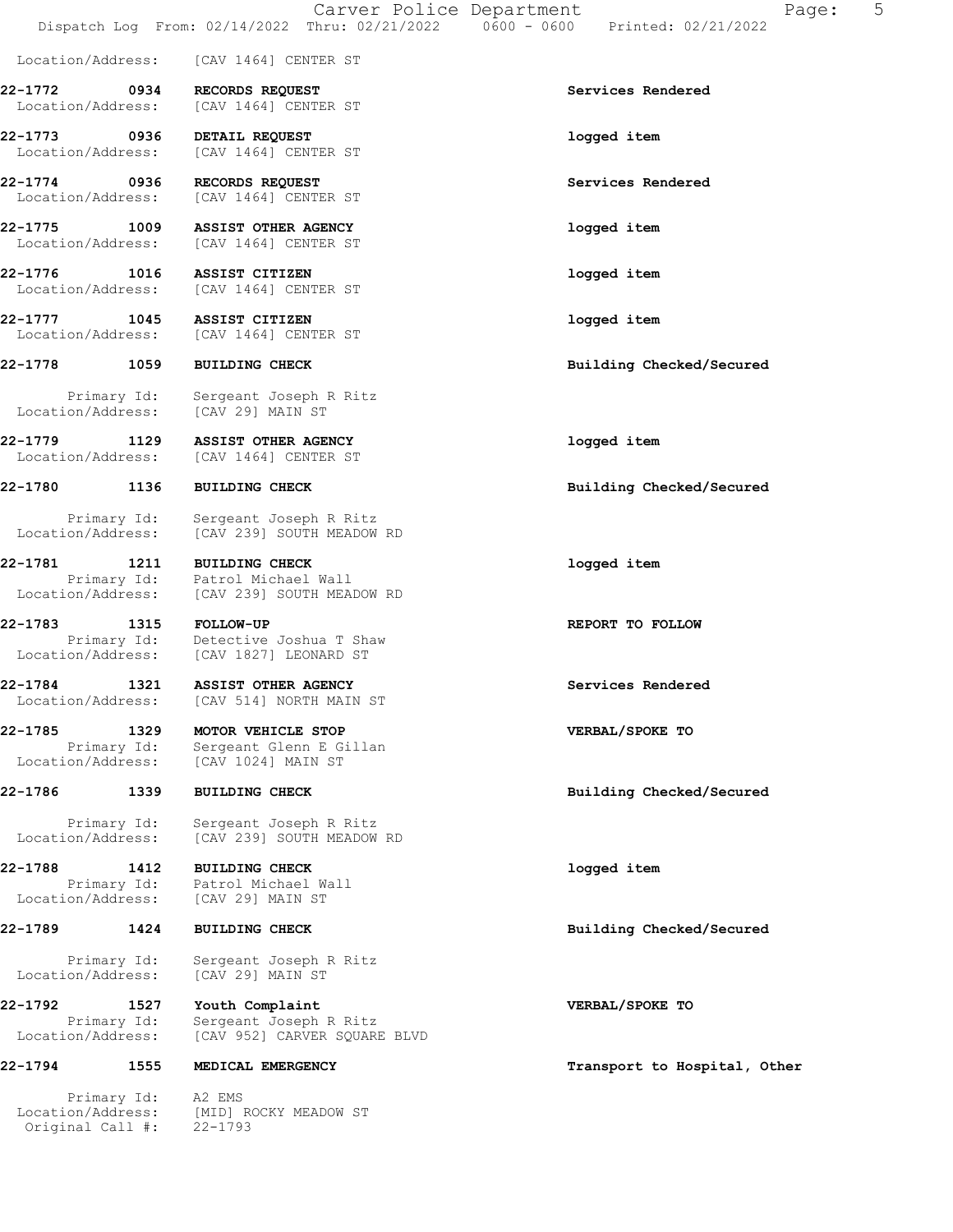Location/Address: [CAV 1464] CENTER ST

**22-1772 0934 RECORDS REQUEST** — **Services Rendered**
Location/Address: [CAV 1464] CENTER ST

**22-1773 0936 DETAIL REQUEST** — **logged item**
Location/Address: [CAV 1464] CENTER ST

**22-1774 0936 RECORDS REQUEST** — **Services Rendered**
Location/Address: [CAV 1464] CENTER ST

**22-1775 1009 ASSIST OTHER AGENCY** — **logged item**
Location/Address: [CAV 1464] CENTER ST

**22-1776 1016 ASSIST CITIZEN** — **logged item**
Location/Address: [CAV 1464] CENTER ST

**22-1777 1045 ASSIST CITIZEN** — **logged item**
Location/Address: [CAV 1464] CENTER ST

**22-1778 1059 BUILDING CHECK** — **Building Checked/Secured**
Primary Id: Sergeant Joseph R Ritz
Location/Address: [CAV 29] MAIN ST

**22-1779 1129 ASSIST OTHER AGENCY** — **logged item**
Location/Address: [CAV 1464] CENTER ST

**22-1780 1136 BUILDING CHECK** — **Building Checked/Secured**
Primary Id: Sergeant Joseph R Ritz
Location/Address: [CAV 239] SOUTH MEADOW RD

**22-1781 1211 BUILDING CHECK** — **logged item**
Primary Id: Patrol Michael Wall
Location/Address: [CAV 239] SOUTH MEADOW RD

**22-1783 1315 FOLLOW-UP** — **REPORT TO FOLLOW**
Primary Id: Detective Joshua T Shaw
Location/Address: [CAV 1827] LEONARD ST

**22-1784 1321 ASSIST OTHER AGENCY** — **Services Rendered**
Location/Address: [CAV 514] NORTH MAIN ST

**22-1785 1329 MOTOR VEHICLE STOP** — **VERBAL/SPOKE TO**
Primary Id: Sergeant Glenn E Gillan
Location/Address: [CAV 1024] MAIN ST

**22-1786 1339 BUILDING CHECK** — **Building Checked/Secured**
Primary Id: Sergeant Joseph R Ritz
Location/Address: [CAV 239] SOUTH MEADOW RD

**22-1788 1412 BUILDING CHECK** — **logged item**
Primary Id: Patrol Michael Wall
Location/Address: [CAV 29] MAIN ST

**22-1789 1424 BUILDING CHECK** — **Building Checked/Secured**
Primary Id: Sergeant Joseph R Ritz
Location/Address: [CAV 29] MAIN ST

**22-1792 1527 Youth Complaint** — **VERBAL/SPOKE TO**
Primary Id: Sergeant Joseph R Ritz
Location/Address: [CAV 952] CARVER SQUARE BLVD

**22-1794 1555 MEDICAL EMERGENCY** — **Transport to Hospital, Other**
Primary Id: A2 EMS
Location/Address: [MID] ROCKY MEADOW ST
Original Call #: 22-1793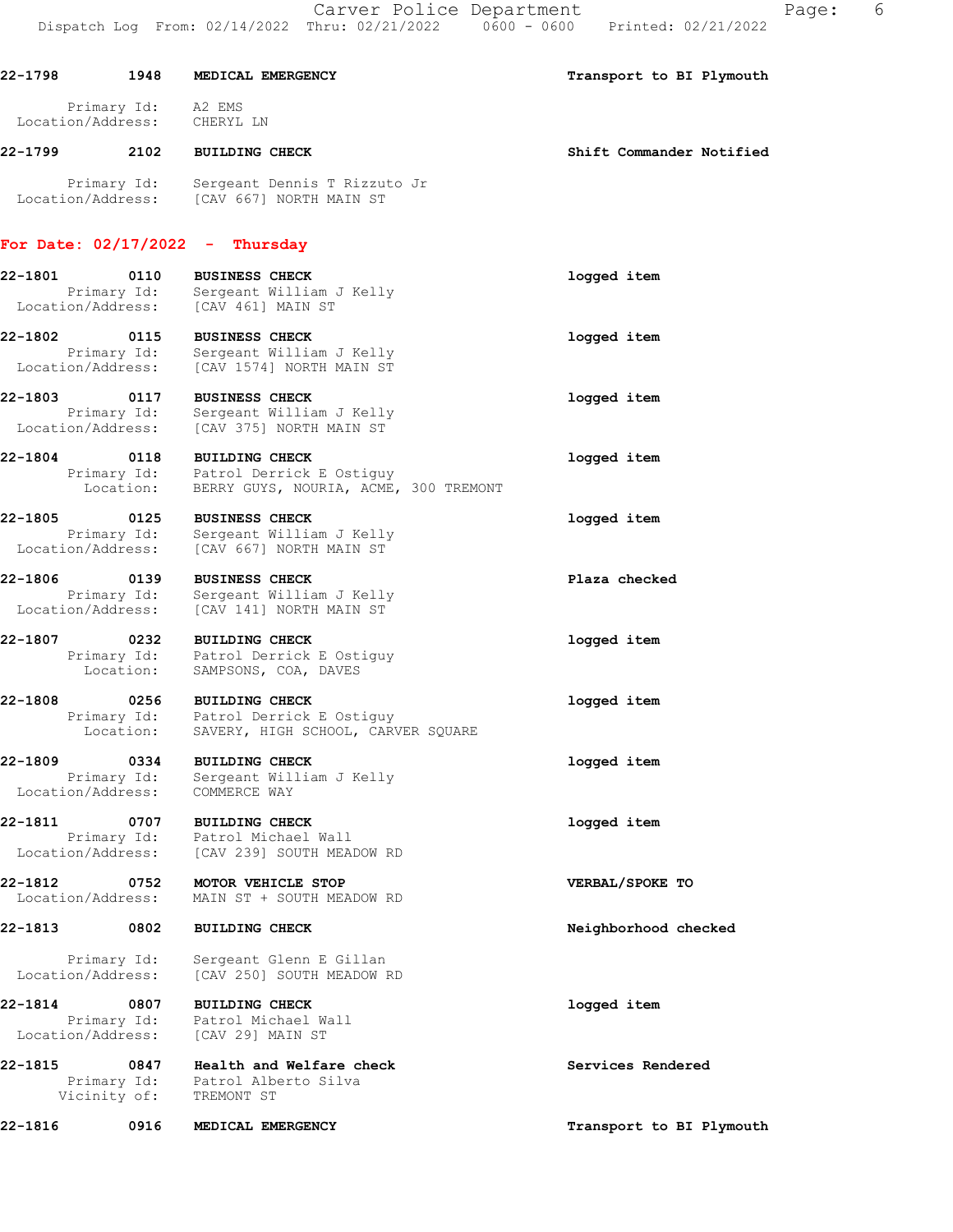22-1798 1948 **MEDICAL EMERGENCY** **Transport to BI Plymouth**

Primary Id: A2 EMS
Location/Address: CHERYL LN

22-1799 2102 **BUILDING CHECK** **Shift Commander Notified**

Primary Id: Sergeant Dennis T Rizzuto Jr
Location/Address: [CAV 667] NORTH MAIN ST

## For Date: 02/17/2022 - Thursday

22-1801 0110 **BUSINESS CHECK** **logged item**
Primary Id: Sergeant William J Kelly
Location/Address: [CAV 461] MAIN ST

22-1802 0115 **BUSINESS CHECK** **logged item**
Primary Id: Sergeant William J Kelly
Location/Address: [CAV 1574] NORTH MAIN ST

22-1803 0117 **BUSINESS CHECK** **logged item**
Primary Id: Sergeant William J Kelly
Location/Address: [CAV 375] NORTH MAIN ST

22-1804 0118 **BUILDING CHECK** **logged item**
Primary Id: Patrol Derrick E Ostiguy
Location: BERRY GUYS, NOURIA, ACME, 300 TREMONT

22-1805 0125 **BUSINESS CHECK** **logged item**
Primary Id: Sergeant William J Kelly
Location/Address: [CAV 667] NORTH MAIN ST

22-1806 0139 **BUSINESS CHECK** **Plaza checked**
Primary Id: Sergeant William J Kelly
Location/Address: [CAV 141] NORTH MAIN ST

22-1807 0232 **BUILDING CHECK** **logged item**
Primary Id: Patrol Derrick E Ostiguy
Location: SAMPSONS, COA, DAVES

22-1808 0256 **BUILDING CHECK** **logged item**
Primary Id: Patrol Derrick E Ostiguy
Location: SAVERY, HIGH SCHOOL, CARVER SQUARE

22-1809 0334 **BUILDING CHECK** **logged item**
Primary Id: Sergeant William J Kelly
Location/Address: COMMERCE WAY

22-1811 0707 **BUILDING CHECK** **logged item**
Primary Id: Patrol Michael Wall
Location/Address: [CAV 239] SOUTH MEADOW RD

22-1812 0752 **MOTOR VEHICLE STOP** **VERBAL/SPOKE TO**
Location/Address: MAIN ST + SOUTH MEADOW RD

22-1813 0802 **BUILDING CHECK** **Neighborhood checked**

Primary Id: Sergeant Glenn E Gillan
Location/Address: [CAV 250] SOUTH MEADOW RD

22-1814 0807 **BUILDING CHECK** **logged item**
Primary Id: Patrol Michael Wall
Location/Address: [CAV 29] MAIN ST

22-1815 0847 **Health and Welfare check** **Services Rendered**
Primary Id: Patrol Alberto Silva
Vicinity of: TREMONT ST

22-1816 0916 **MEDICAL EMERGENCY** **Transport to BI Plymouth**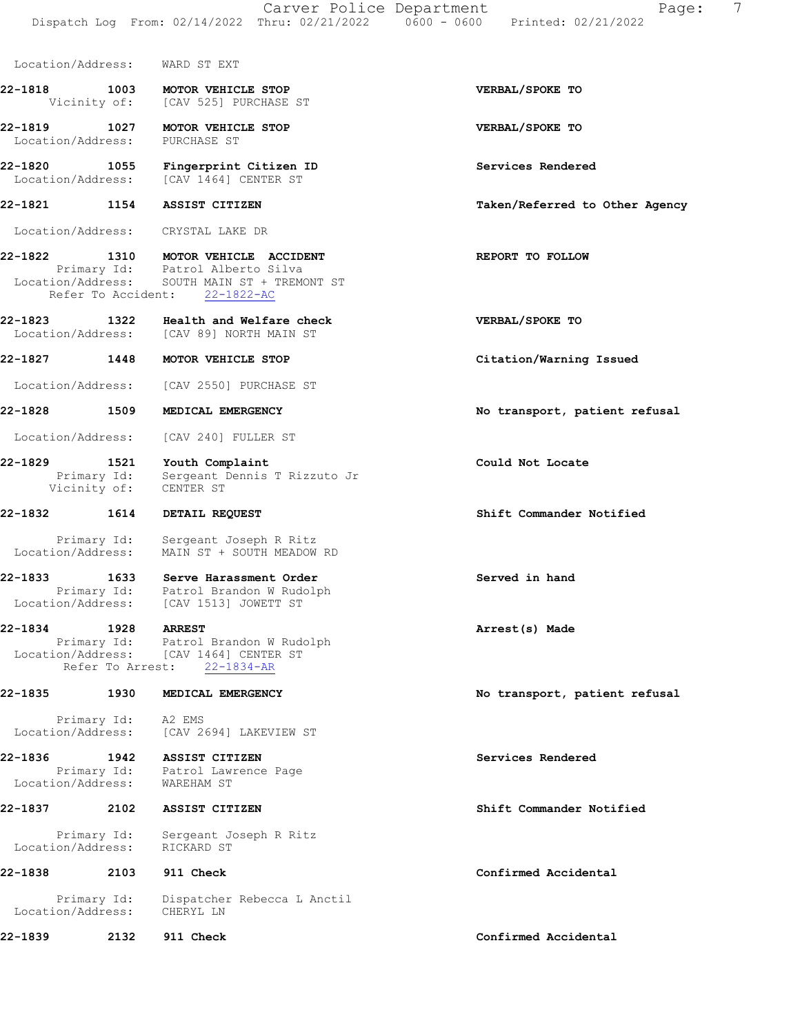Location/Address: WARD ST EXT

**22-1818 1003 MOTOR VEHICLE STOP** — **VERBAL/SPOKE TO**
Vicinity of: [CAV 525] PURCHASE ST

**22-1819 1027 MOTOR VEHICLE STOP** — **VERBAL/SPOKE TO**
Location/Address: PURCHASE ST

**22-1820 1055 Fingerprint Citizen ID** — **Services Rendered**
Location/Address: [CAV 1464] CENTER ST

**22-1821 1154 ASSIST CITIZEN** — **Taken/Referred to Other Agency**
Location/Address: CRYSTAL LAKE DR

**22-1822 1310 MOTOR VEHICLE ACCIDENT** — **REPORT TO FOLLOW**
Primary Id: Patrol Alberto Silva
Location/Address: SOUTH MAIN ST + TREMONT ST
Refer To Accident: 22-1822-AC

**22-1823 1322 Health and Welfare check** — **VERBAL/SPOKE TO**
Location/Address: [CAV 89] NORTH MAIN ST

**22-1827 1448 MOTOR VEHICLE STOP** — **Citation/Warning Issued**
Location/Address: [CAV 2550] PURCHASE ST

**22-1828 1509 MEDICAL EMERGENCY** — **No transport, patient refusal**
Location/Address: [CAV 240] FULLER ST

**22-1829 1521 Youth Complaint** — **Could Not Locate**
Primary Id: Sergeant Dennis T Rizzuto Jr
Vicinity of: CENTER ST

**22-1832 1614 DETAIL REQUEST** — **Shift Commander Notified**
Primary Id: Sergeant Joseph R Ritz
Location/Address: MAIN ST + SOUTH MEADOW RD

**22-1833 1633 Serve Harassment Order** — **Served in hand**
Primary Id: Patrol Brandon W Rudolph
Location/Address: [CAV 1513] JOWETT ST

**22-1834 1928 ARREST** — **Arrest(s) Made**
Primary Id: Patrol Brandon W Rudolph
Location/Address: [CAV 1464] CENTER ST
Refer To Arrest: 22-1834-AR

**22-1835 1930 MEDICAL EMERGENCY** — **No transport, patient refusal**
Primary Id: A2 EMS
Location/Address: [CAV 2694] LAKEVIEW ST

**22-1836 1942 ASSIST CITIZEN** — **Services Rendered**
Primary Id: Patrol Lawrence Page
Location/Address: WAREHAM ST

**22-1837 2102 ASSIST CITIZEN** — **Shift Commander Notified**
Primary Id: Sergeant Joseph R Ritz
Location/Address: RICKARD ST

**22-1838 2103 911 Check** — **Confirmed Accidental**
Primary Id: Dispatcher Rebecca L Anctil
Location/Address: CHERYL LN

**22-1839 2132 911 Check** — **Confirmed Accidental**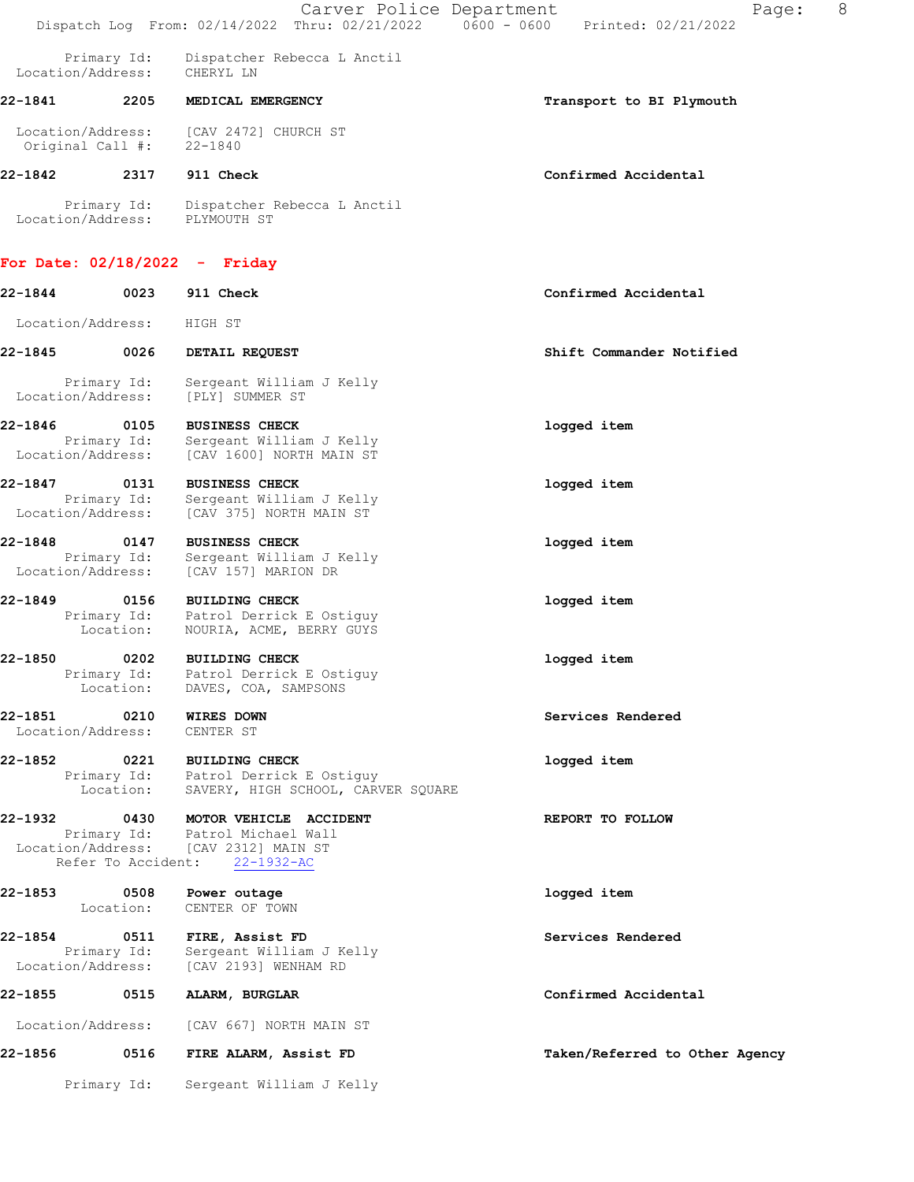Primary Id: Dispatcher Rebecca L Anctil
Location/Address: CHERYL LN

**22-1841 2205 MEDICAL EMERGENCY** — **Transport to BI Plymouth**

Location/Address: [CAV 2472] CHURCH ST
Original Call #: 22-1840

**22-1842 2317 911 Check** — **Confirmed Accidental**

Primary Id: Dispatcher Rebecca L Anctil
Location/Address: PLYMOUTH ST

## For Date: 02/18/2022 - Friday

**22-1844 0023 911 Check** — **Confirmed Accidental**

Location/Address: HIGH ST

**22-1845 0026 DETAIL REQUEST** — **Shift Commander Notified**

Primary Id: Sergeant William J Kelly
Location/Address: [PLY] SUMMER ST

**22-1846 0105 BUSINESS CHECK** — **logged item**
Primary Id: Sergeant William J Kelly
Location/Address: [CAV 1600] NORTH MAIN ST

**22-1847 0131 BUSINESS CHECK** — **logged item**
Primary Id: Sergeant William J Kelly
Location/Address: [CAV 375] NORTH MAIN ST

**22-1848 0147 BUSINESS CHECK** — **logged item**
Primary Id: Sergeant William J Kelly
Location/Address: [CAV 157] MARION DR

**22-1849 0156 BUILDING CHECK** — **logged item**
Primary Id: Patrol Derrick E Ostiguy
Location: NOURIA, ACME, BERRY GUYS

**22-1850 0202 BUILDING CHECK** — **logged item**
Primary Id: Patrol Derrick E Ostiguy
Location: DAVES, COA, SAMPSONS

**22-1851 0210 WIRES DOWN** — **Services Rendered**
Location/Address: CENTER ST

**22-1852 0221 BUILDING CHECK** — **logged item**
Primary Id: Patrol Derrick E Ostiguy
Location: SAVERY, HIGH SCHOOL, CARVER SQUARE

**22-1932 0430 MOTOR VEHICLE ACCIDENT** — **REPORT TO FOLLOW**
Primary Id: Patrol Michael Wall
Location/Address: [CAV 2312] MAIN ST
Refer To Accident: 22-1932-AC

**22-1853 0508 Power outage** — **logged item**
Location: CENTER OF TOWN

**22-1854 0511 FIRE, Assist FD** — **Services Rendered**
Primary Id: Sergeant William J Kelly
Location/Address: [CAV 2193] WENHAM RD

**22-1855 0515 ALARM, BURGLAR** — **Confirmed Accidental**

Location/Address: [CAV 667] NORTH MAIN ST

**22-1856 0516 FIRE ALARM, Assist FD** — **Taken/Referred to Other Agency**

Primary Id: Sergeant William J Kelly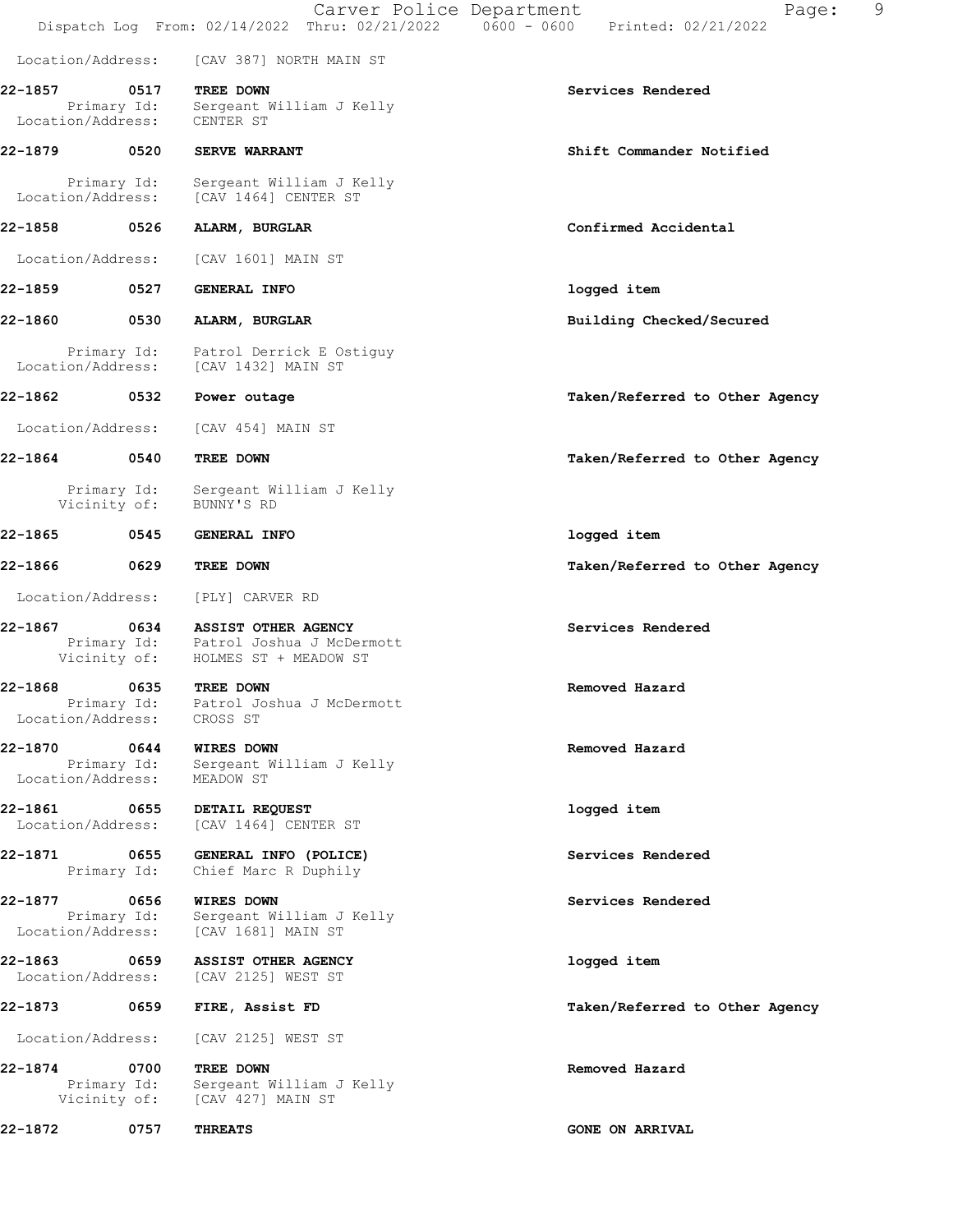Location/Address: [CAV 387] NORTH MAIN ST

**22-1857 0517 TREE DOWN** — Services Rendered
Primary Id: Sergeant William J Kelly
Location/Address: CENTER ST

**22-1879 0520 SERVE WARRANT** — Shift Commander Notified
Primary Id: Sergeant William J Kelly
Location/Address: [CAV 1464] CENTER ST

**22-1858 0526 ALARM, BURGLAR** — Confirmed Accidental
Location/Address: [CAV 1601] MAIN ST

**22-1859 0527 GENERAL INFO** — logged item

**22-1860 0530 ALARM, BURGLAR** — Building Checked/Secured
Primary Id: Patrol Derrick E Ostiguy
Location/Address: [CAV 1432] MAIN ST

**22-1862 0532 Power outage** — Taken/Referred to Other Agency
Location/Address: [CAV 454] MAIN ST

**22-1864 0540 TREE DOWN** — Taken/Referred to Other Agency
Primary Id: Sergeant William J Kelly
Vicinity of: BUNNY'S RD

**22-1865 0545 GENERAL INFO** — logged item

**22-1866 0629 TREE DOWN** — Taken/Referred to Other Agency
Location/Address: [PLY] CARVER RD

**22-1867 0634 ASSIST OTHER AGENCY** — Services Rendered
Primary Id: Patrol Joshua J McDermott
Vicinity of: HOLMES ST + MEADOW ST

**22-1868 0635 TREE DOWN** — Removed Hazard
Primary Id: Patrol Joshua J McDermott
Location/Address: CROSS ST

**22-1870 0644 WIRES DOWN** — Removed Hazard
Primary Id: Sergeant William J Kelly
Location/Address: MEADOW ST

**22-1861 0655 DETAIL REQUEST** — logged item
Location/Address: [CAV 1464] CENTER ST

**22-1871 0655 GENERAL INFO (POLICE)** — Services Rendered
Primary Id: Chief Marc R Duphily

**22-1877 0656 WIRES DOWN** — Services Rendered
Primary Id: Sergeant William J Kelly
Location/Address: [CAV 1681] MAIN ST

**22-1863 0659 ASSIST OTHER AGENCY** — logged item
Location/Address: [CAV 2125] WEST ST

**22-1873 0659 FIRE, Assist FD** — Taken/Referred to Other Agency
Location/Address: [CAV 2125] WEST ST

**22-1874 0700 TREE DOWN** — Removed Hazard
Primary Id: Sergeant William J Kelly
Vicinity of: [CAV 427] MAIN ST

**22-1872 0757 THREATS** — GONE ON ARRIVAL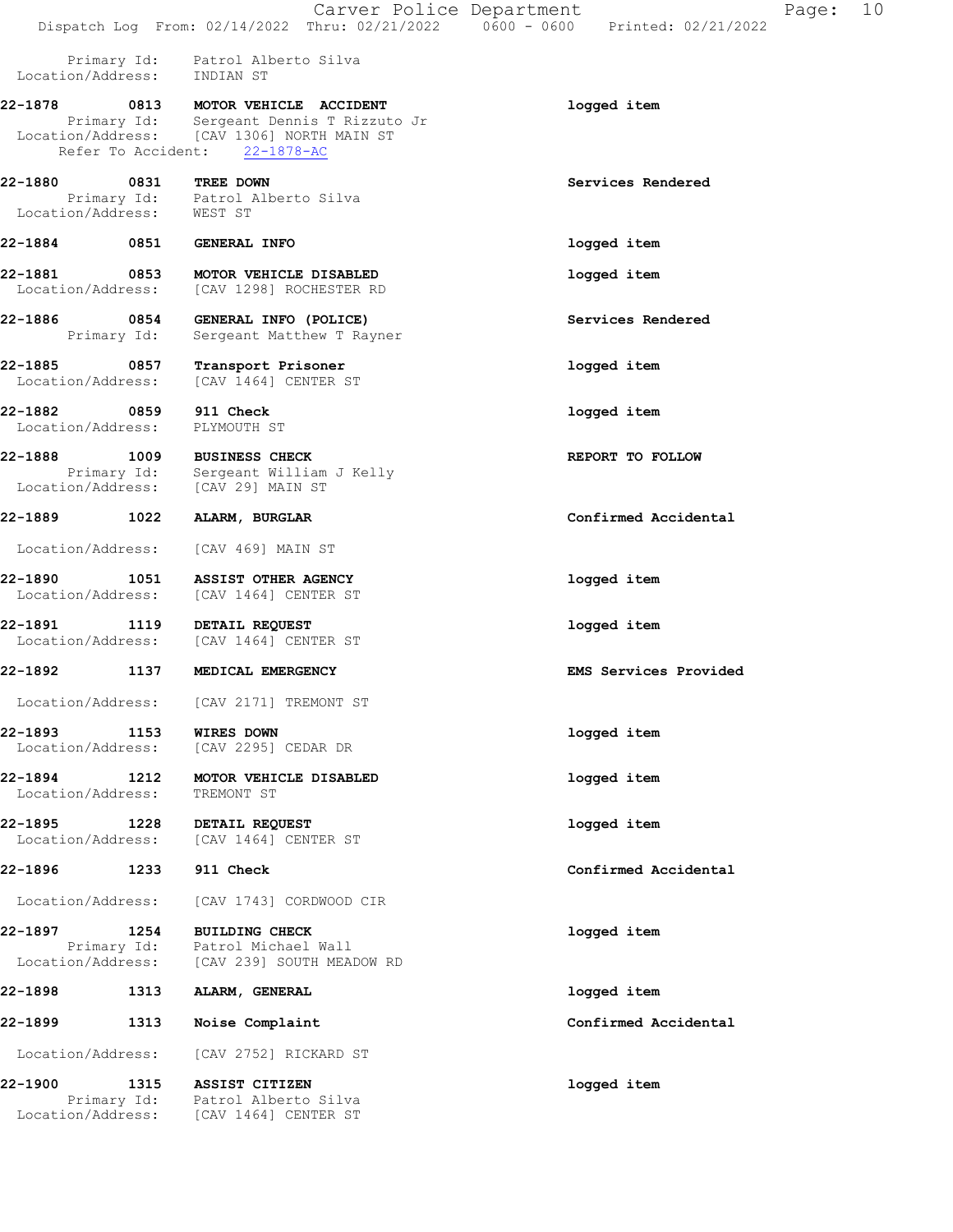Primary Id: Patrol Alberto Silva
Location/Address: INDIAN ST

**22-1878 0813 MOTOR VEHICLE ACCIDENT** — logged item
Primary Id: Sergeant Dennis T Rizzuto Jr
Location/Address: [CAV 1306] NORTH MAIN ST
Refer To Accident: 22-1878-AC

**22-1880 0831 TREE DOWN** — Services Rendered
Primary Id: Patrol Alberto Silva
Location/Address: WEST ST

**22-1884 0851 GENERAL INFO** — logged item

**22-1881 0853 MOTOR VEHICLE DISABLED** — logged item
Location/Address: [CAV 1298] ROCHESTER RD

**22-1886 0854 GENERAL INFO (POLICE)** — Services Rendered
Primary Id: Sergeant Matthew T Rayner

**22-1885 0857 Transport Prisoner** — logged item
Location/Address: [CAV 1464] CENTER ST

**22-1882 0859 911 Check** — logged item
Location/Address: PLYMOUTH ST

**22-1888 1009 BUSINESS CHECK** — REPORT TO FOLLOW
Primary Id: Sergeant William J Kelly
Location/Address: [CAV 29] MAIN ST

**22-1889 1022 ALARM, BURGLAR** — Confirmed Accidental
Location/Address: [CAV 469] MAIN ST

**22-1890 1051 ASSIST OTHER AGENCY** — logged item
Location/Address: [CAV 1464] CENTER ST

**22-1891 1119 DETAIL REQUEST** — logged item
Location/Address: [CAV 1464] CENTER ST

**22-1892 1137 MEDICAL EMERGENCY** — EMS Services Provided
Location/Address: [CAV 2171] TREMONT ST

**22-1893 1153 WIRES DOWN** — logged item
Location/Address: [CAV 2295] CEDAR DR

**22-1894 1212 MOTOR VEHICLE DISABLED** — logged item
Location/Address: TREMONT ST

**22-1895 1228 DETAIL REQUEST** — logged item
Location/Address: [CAV 1464] CENTER ST

**22-1896 1233 911 Check** — Confirmed Accidental
Location/Address: [CAV 1743] CORDWOOD CIR

**22-1897 1254 BUILDING CHECK** — logged item
Primary Id: Patrol Michael Wall
Location/Address: [CAV 239] SOUTH MEADOW RD

**22-1898 1313 ALARM, GENERAL** — logged item

**22-1899 1313 Noise Complaint** — Confirmed Accidental
Location/Address: [CAV 2752] RICKARD ST

**22-1900 1315 ASSIST CITIZEN** — logged item
Primary Id: Patrol Alberto Silva
Location/Address: [CAV 1464] CENTER ST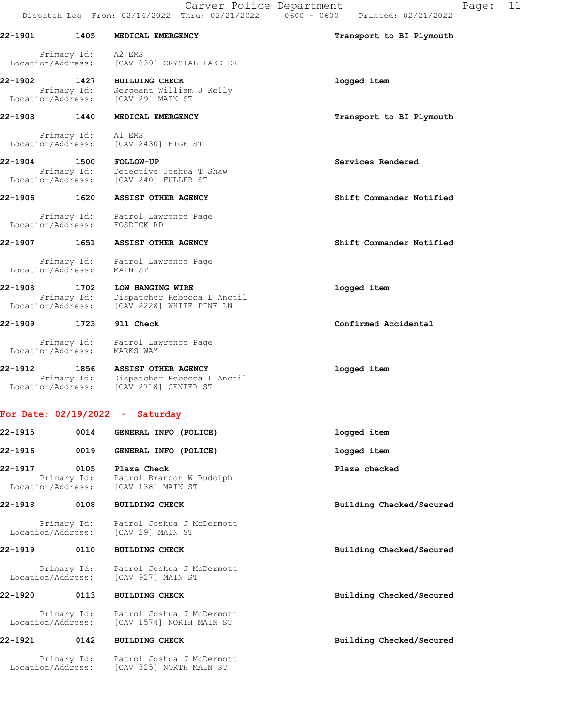22-1901 1405 **MEDICAL EMERGENCY** Transport to BI Plymouth

Primary Id: A2 EMS
Location/Address: [CAV 839] CRYSTAL LAKE DR

22-1902 1427 **BUILDING CHECK** logged item
Primary Id: Sergeant William J Kelly
Location/Address: [CAV 29] MAIN ST

22-1903 1440 **MEDICAL EMERGENCY** Transport to BI Plymouth

Primary Id: A1 EMS
Location/Address: [CAV 2430] HIGH ST

22-1904 1500 **FOLLOW-UP** Services Rendered
Primary Id: Detective Joshua T Shaw
Location/Address: [CAV 240] FULLER ST

22-1906 1620 **ASSIST OTHER AGENCY** Shift Commander Notified

Primary Id: Patrol Lawrence Page
Location/Address: FOSDICK RD

22-1907 1651 **ASSIST OTHER AGENCY** Shift Commander Notified

Primary Id: Patrol Lawrence Page
Location/Address: MAIN ST

22-1908 1702 **LOW HANGING WIRE** logged item
Primary Id: Dispatcher Rebecca L Anctil
Location/Address: [CAV 2228] WHITE PINE LN

22-1909 1723 **911 Check** Confirmed Accidental

Primary Id: Patrol Lawrence Page
Location/Address: MARKS WAY

22-1912 1856 **ASSIST OTHER AGENCY** logged item
Primary Id: Dispatcher Rebecca L Anctil
Location/Address: [CAV 2718] CENTER ST

**For Date: 02/19/2022 - Saturday**

22-1915 0014 **GENERAL INFO (POLICE)** logged item

22-1916 0019 **GENERAL INFO (POLICE)** logged item

22-1917 0105 **Plaza Check** Plaza checked
Primary Id: Patrol Brandon W Rudolph
Location/Address: [CAV 138] MAIN ST

22-1918 0108 **BUILDING CHECK** Building Checked/Secured

Primary Id: Patrol Joshua J McDermott
Location/Address: [CAV 29] MAIN ST

22-1919 0110 **BUILDING CHECK** Building Checked/Secured

Primary Id: Patrol Joshua J McDermott
Location/Address: [CAV 927] MAIN ST

22-1920 0113 **BUILDING CHECK** Building Checked/Secured

Primary Id: Patrol Joshua J McDermott
Location/Address: [CAV 1574] NORTH MAIN ST

22-1921 0142 **BUILDING CHECK** Building Checked/Secured

Primary Id: Patrol Joshua J McDermott
Location/Address: [CAV 325] NORTH MAIN ST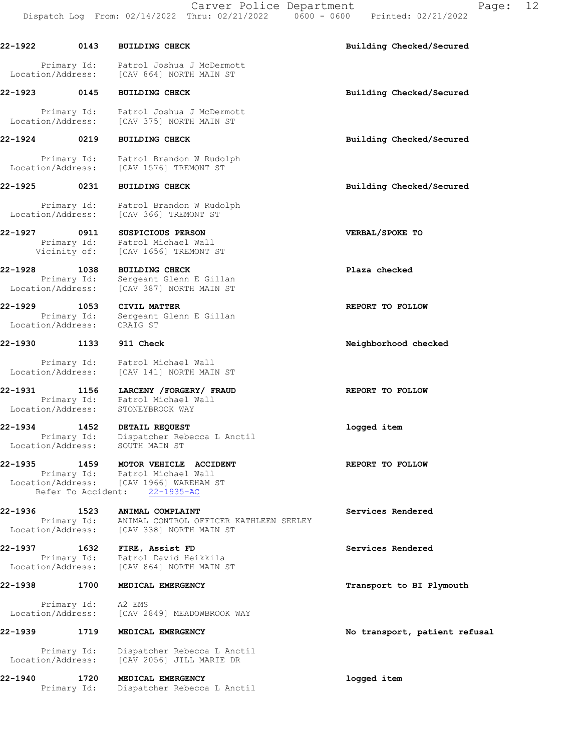| Call # | Time | Call Type | Disposition |
|---|---|---|---|
| 22-1922 | 0143 | BUILDING CHECK | Building Checked/Secured |
| | | Primary Id: Patrol Joshua J McDermott<br>Location/Address: [CAV 864] NORTH MAIN ST | |
| 22-1923 | 0145 | BUILDING CHECK | Building Checked/Secured |
| | | Primary Id: Patrol Joshua J McDermott<br>Location/Address: [CAV 375] NORTH MAIN ST | |
| 22-1924 | 0219 | BUILDING CHECK | Building Checked/Secured |
| | | Primary Id: Patrol Brandon W Rudolph<br>Location/Address: [CAV 1576] TREMONT ST | |
| 22-1925 | 0231 | BUILDING CHECK | Building Checked/Secured |
| | | Primary Id: Patrol Brandon W Rudolph<br>Location/Address: [CAV 366] TREMONT ST | |
| 22-1927 | 0911 | SUSPICIOUS PERSON | VERBAL/SPOKE TO |
| | | Primary Id: Patrol Michael Wall<br>Vicinity of: [CAV 1656] TREMONT ST | |
| 22-1928 | 1038 | BUILDING CHECK | Plaza checked |
| | | Primary Id: Sergeant Glenn E Gillan<br>Location/Address: [CAV 387] NORTH MAIN ST | |
| 22-1929 | 1053 | CIVIL MATTER | REPORT TO FOLLOW |
| | | Primary Id: Sergeant Glenn E Gillan<br>Location/Address: CRAIG ST | |
| 22-1930 | 1133 | 911 Check | Neighborhood checked |
| | | Primary Id: Patrol Michael Wall<br>Location/Address: [CAV 141] NORTH MAIN ST | |
| 22-1931 | 1156 | LARCENY /FORGERY/ FRAUD | REPORT TO FOLLOW |
| | | Primary Id: Patrol Michael Wall<br>Location/Address: STONEYBROOK WAY | |
| 22-1934 | 1452 | DETAIL REQUEST | logged item |
| | | Primary Id: Dispatcher Rebecca L Anctil<br>Location/Address: SOUTH MAIN ST | |
| 22-1935 | 1459 | MOTOR VEHICLE ACCIDENT | REPORT TO FOLLOW |
| | | Primary Id: Patrol Michael Wall<br>Location/Address: [CAV 1966] WAREHAM ST<br>Refer To Accident: 22-1935-AC | |
| 22-1936 | 1523 | ANIMAL COMPLAINT | Services Rendered |
| | | Primary Id: ANIMAL CONTROL OFFICER KATHLEEN SEELEY<br>Location/Address: [CAV 338] NORTH MAIN ST | |
| 22-1937 | 1632 | FIRE, Assist FD | Services Rendered |
| | | Primary Id: Patrol David Heikkila<br>Location/Address: [CAV 864] NORTH MAIN ST | |
| 22-1938 | 1700 | MEDICAL EMERGENCY | Transport to BI Plymouth |
| | | Primary Id: A2 EMS<br>Location/Address: [CAV 2849] MEADOWBROOK WAY | |
| 22-1939 | 1719 | MEDICAL EMERGENCY | No transport, patient refusal |
| | | Primary Id: Dispatcher Rebecca L Anctil<br>Location/Address: [CAV 2056] JILL MARIE DR | |
| 22-1940 | 1720 | MEDICAL EMERGENCY | logged item |
| | | Primary Id: Dispatcher Rebecca L Anctil | |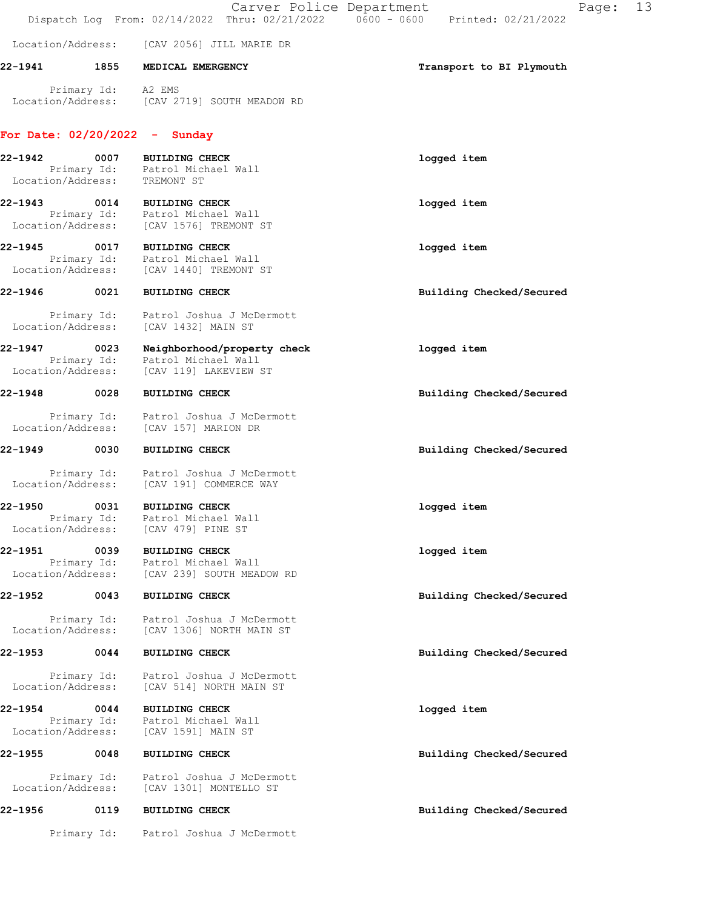Location/Address: [CAV 2056] JILL MARIE DR

**22-1941** **1855** **MEDICAL EMERGENCY** **Transport to BI Plymouth**

Primary Id: A2 EMS
Location/Address: [CAV 2719] SOUTH MEADOW RD

## For Date: 02/20/2022 - Sunday

**22-1942** **0007** **BUILDING CHECK** **logged item**
Primary Id: Patrol Michael Wall
Location/Address: TREMONT ST

**22-1943** **0014** **BUILDING CHECK** **logged item**
Primary Id: Patrol Michael Wall
Location/Address: [CAV 1576] TREMONT ST

**22-1945** **0017** **BUILDING CHECK** **logged item**
Primary Id: Patrol Michael Wall
Location/Address: [CAV 1440] TREMONT ST

**22-1946** **0021** **BUILDING CHECK** **Building Checked/Secured**

Primary Id: Patrol Joshua J McDermott
Location/Address: [CAV 1432] MAIN ST

**22-1947** **0023** **Neighborhood/property check** **logged item**
Primary Id: Patrol Michael Wall
Location/Address: [CAV 119] LAKEVIEW ST

**22-1948** **0028** **BUILDING CHECK** **Building Checked/Secured**

Primary Id: Patrol Joshua J McDermott
Location/Address: [CAV 157] MARION DR

**22-1949** **0030** **BUILDING CHECK** **Building Checked/Secured**

Primary Id: Patrol Joshua J McDermott
Location/Address: [CAV 191] COMMERCE WAY

**22-1950** **0031** **BUILDING CHECK** **logged item**
Primary Id: Patrol Michael Wall
Location/Address: [CAV 479] PINE ST

**22-1951** **0039** **BUILDING CHECK** **logged item**
Primary Id: Patrol Michael Wall
Location/Address: [CAV 239] SOUTH MEADOW RD

**22-1952** **0043** **BUILDING CHECK** **Building Checked/Secured**

Primary Id: Patrol Joshua J McDermott
Location/Address: [CAV 1306] NORTH MAIN ST

**22-1953** **0044** **BUILDING CHECK** **Building Checked/Secured**

Primary Id: Patrol Joshua J McDermott
Location/Address: [CAV 514] NORTH MAIN ST

**22-1954** **0044** **BUILDING CHECK** **logged item**
Primary Id: Patrol Michael Wall
Location/Address: [CAV 1591] MAIN ST

**22-1955** **0048** **BUILDING CHECK** **Building Checked/Secured**

Primary Id: Patrol Joshua J McDermott
Location/Address: [CAV 1301] MONTELLO ST

**22-1956** **0119** **BUILDING CHECK** **Building Checked/Secured**

Primary Id: Patrol Joshua J McDermott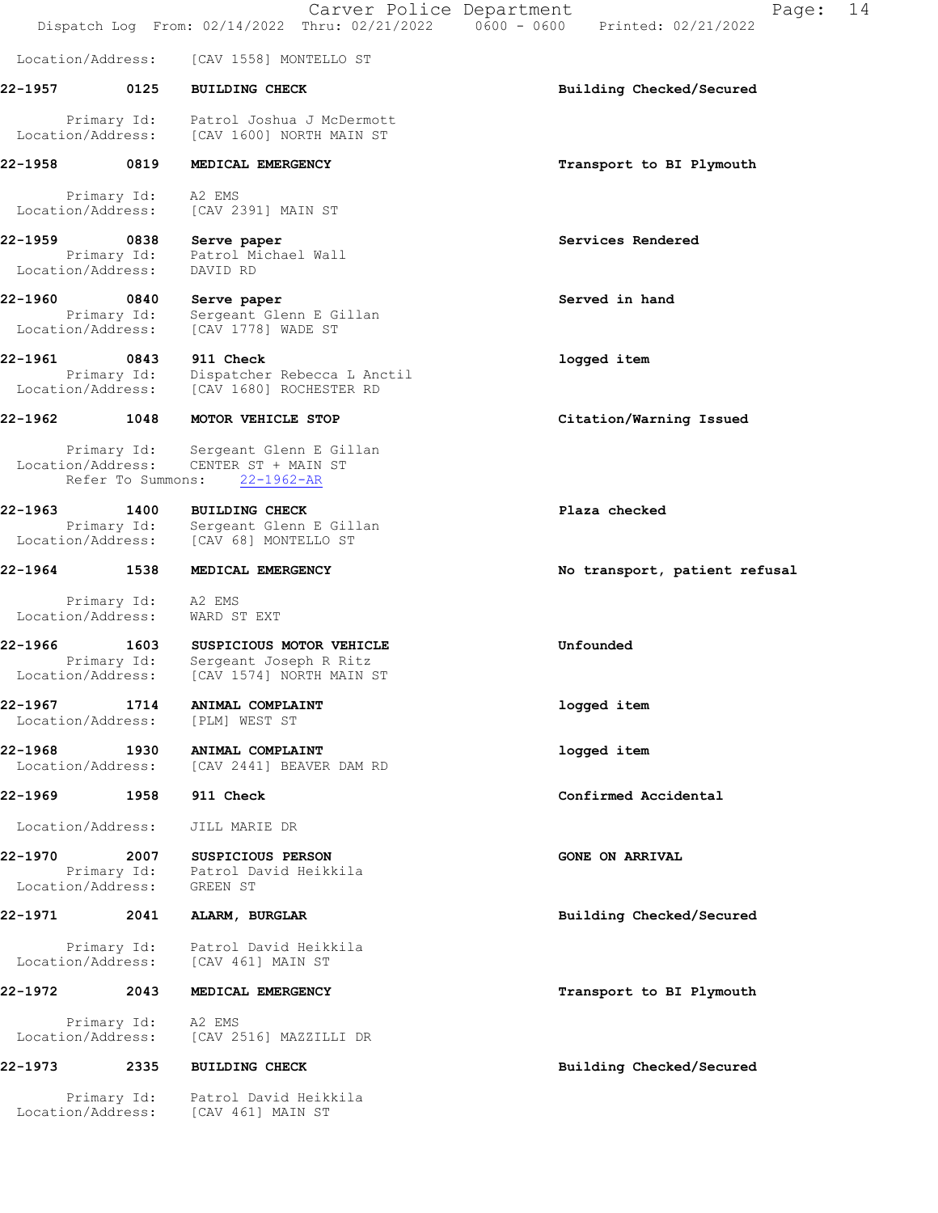Location/Address: [CAV 1558] MONTELLO ST

**22-1957 0125 BUILDING CHECK** — Building Checked/Secured

Primary Id: Patrol Joshua J McDermott
Location/Address: [CAV 1600] NORTH MAIN ST

**22-1958 0819 MEDICAL EMERGENCY** — Transport to BI Plymouth

Primary Id: A2 EMS
Location/Address: [CAV 2391] MAIN ST

**22-1959 0838 Serve paper** — Services Rendered

Primary Id: Patrol Michael Wall
Location/Address: DAVID RD

**22-1960 0840 Serve paper** — Served in hand

Primary Id: Sergeant Glenn E Gillan
Location/Address: [CAV 1778] WADE ST

**22-1961 0843 911 Check** — logged item

Primary Id: Dispatcher Rebecca L Anctil
Location/Address: [CAV 1680] ROCHESTER RD

**22-1962 1048 MOTOR VEHICLE STOP** — Citation/Warning Issued

Primary Id: Sergeant Glenn E Gillan
Location/Address: CENTER ST + MAIN ST
Refer To Summons: 22-1962-AR

**22-1963 1400 BUILDING CHECK** — Plaza checked

Primary Id: Sergeant Glenn E Gillan
Location/Address: [CAV 68] MONTELLO ST

**22-1964 1538 MEDICAL EMERGENCY** — No transport, patient refusal

Primary Id: A2 EMS
Location/Address: WARD ST EXT

**22-1966 1603 SUSPICIOUS MOTOR VEHICLE** — Unfounded

Primary Id: Sergeant Joseph R Ritz
Location/Address: [CAV 1574] NORTH MAIN ST

**22-1967 1714 ANIMAL COMPLAINT** — logged item

Location/Address: [PLM] WEST ST

**22-1968 1930 ANIMAL COMPLAINT** — logged item

Location/Address: [CAV 2441] BEAVER DAM RD

**22-1969 1958 911 Check** — Confirmed Accidental

Location/Address: JILL MARIE DR

**22-1970 2007 SUSPICIOUS PERSON** — GONE ON ARRIVAL

Primary Id: Patrol David Heikkila
Location/Address: GREEN ST

**22-1971 2041 ALARM, BURGLAR** — Building Checked/Secured

Primary Id: Patrol David Heikkila
Location/Address: [CAV 461] MAIN ST

**22-1972 2043 MEDICAL EMERGENCY** — Transport to BI Plymouth

Primary Id: A2 EMS
Location/Address: [CAV 2516] MAZZILLI DR

**22-1973 2335 BUILDING CHECK** — Building Checked/Secured

Primary Id: Patrol David Heikkila
Location/Address: [CAV 461] MAIN ST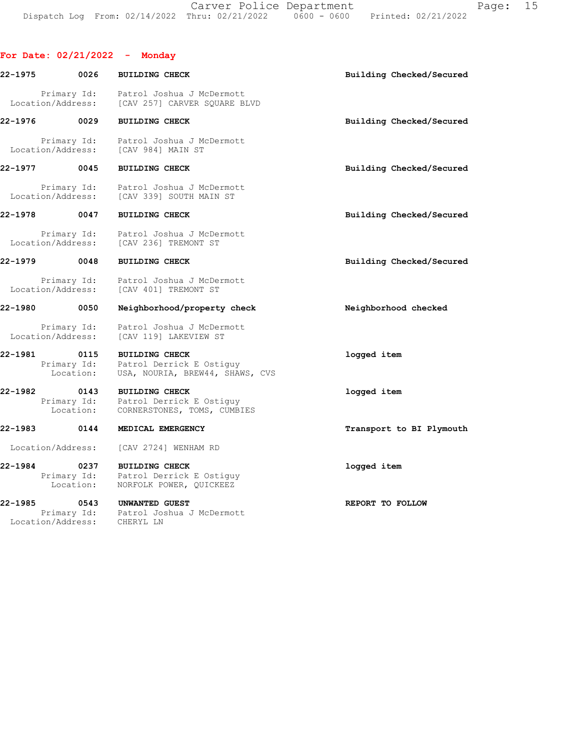**For Date: 02/21/2022 - Monday**

**22-1975 0026 BUILDING CHECK** — **Building Checked/Secured**

Primary Id: Patrol Joshua J McDermott
Location/Address: [CAV 257] CARVER SQUARE BLVD

**22-1976 0029 BUILDING CHECK** — **Building Checked/Secured**

Primary Id: Patrol Joshua J McDermott
Location/Address: [CAV 984] MAIN ST

**22-1977 0045 BUILDING CHECK** — **Building Checked/Secured**

Primary Id: Patrol Joshua J McDermott
Location/Address: [CAV 339] SOUTH MAIN ST

**22-1978 0047 BUILDING CHECK** — **Building Checked/Secured**

Primary Id: Patrol Joshua J McDermott
Location/Address: [CAV 236] TREMONT ST

**22-1979 0048 BUILDING CHECK** — **Building Checked/Secured**

Primary Id: Patrol Joshua J McDermott
Location/Address: [CAV 401] TREMONT ST

**22-1980 0050 Neighborhood/property check** — **Neighborhood checked**

Primary Id: Patrol Joshua J McDermott
Location/Address: [CAV 119] LAKEVIEW ST

**22-1981 0115 BUILDING CHECK** — **logged item**

Primary Id: Patrol Derrick E Ostiguy
Location: USA, NOURIA, BREW44, SHAWS, CVS

**22-1982 0143 BUILDING CHECK** — **logged item**

Primary Id: Patrol Derrick E Ostiguy
Location: CORNERSTONES, TOMS, CUMBIES

**22-1983 0144 MEDICAL EMERGENCY** — **Transport to BI Plymouth**

Location/Address: [CAV 2724] WENHAM RD

**22-1984 0237 BUILDING CHECK** — **logged item**

Primary Id: Patrol Derrick E Ostiguy
Location: NORFOLK POWER, QUICKEEZ

**22-1985 0543 UNWANTED GUEST** — **REPORT TO FOLLOW**

Primary Id: Patrol Joshua J McDermott
Location/Address: CHERYL LN